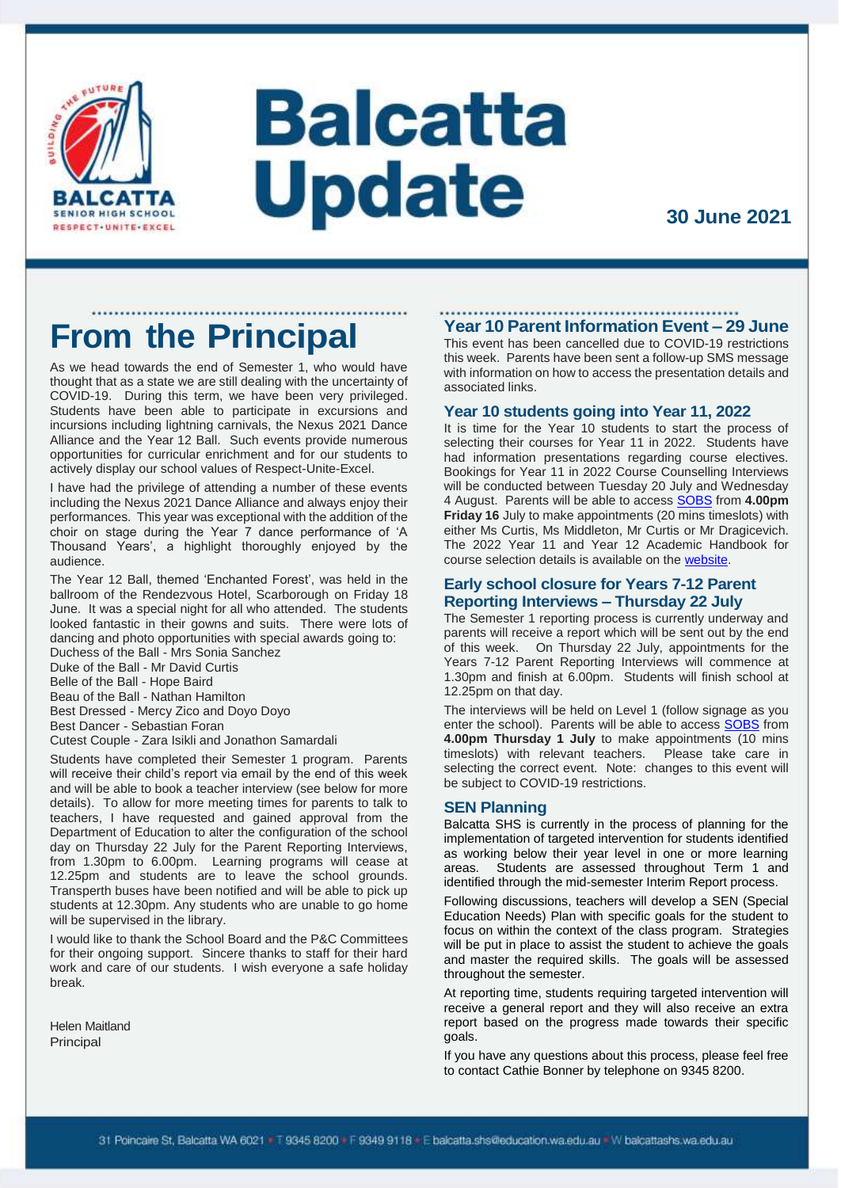# Balcatta Update

**30 June 2021**

## From the Principal

As we head towards the end of Semester 1, who would have thought that as a state we are still dealing with the uncertainty of COVID-19. During this term, we have been very privileged. Students have been able to participate in excursions and incursions including lightning carnivals, the Nexus 2021 Dance Alliance and the Year 12 Ball. Such events provide numerous opportunities for curricular enrichment and for our students to actively display our school values of Respect-Unite-Excel.

I have had the privilege of attending a number of these events including the Nexus 2021 Dance Alliance and always enjoy their performances. This year was exceptional with the addition of the choir on stage during the Year 7 dance performance of 'A Thousand Years', a highlight thoroughly enjoyed by the audience.

The Year 12 Ball, themed 'Enchanted Forest', was held in the ballroom of the Rendezvous Hotel, Scarborough on Friday 18 June. It was a special night for all who attended. The students looked fantastic in their gowns and suits. There were lots of dancing and photo opportunities with special awards going to:

Duchess of the Ball - Mrs Sonia Sanchez
Duke of the Ball - Mr David Curtis
Belle of the Ball - Hope Baird
Beau of the Ball - Nathan Hamilton
Best Dressed - Mercy Zico and Doyo Doyo
Best Dancer - Sebastian Foran
Cutest Couple - Zara Isikli and Jonathon Samardali

Students have completed their Semester 1 program. Parents will receive their child's report via email by the end of this week and will be able to book a teacher interview (see below for more details). To allow for more meeting times for parents to talk to teachers, I have requested and gained approval from the Department of Education to alter the configuration of the school day on Thursday 22 July for the Parent Reporting Interviews, from 1.30pm to 6.00pm. Learning programs will cease at 12.25pm and students are to leave the school grounds. Transperth buses have been notified and will be able to pick up students at 12.30pm. Any students who are unable to go home will be supervised in the library.

I would like to thank the School Board and the P&C Committees for their ongoing support. Sincere thanks to staff for their hard work and care of our students. I wish everyone a safe holiday break.

Helen Maitland
Principal

## Year 10 Parent Information Event – 29 June

This event has been cancelled due to COVID-19 restrictions this week. Parents have been sent a follow-up SMS message with information on how to access the presentation details and associated links.

### Year 10 students going into Year 11, 2022

It is time for the Year 10 students to start the process of selecting their courses for Year 11 in 2022. Students have had information presentations regarding course electives. Bookings for Year 11 in 2022 Course Counselling Interviews will be conducted between Tuesday 20 July and Wednesday 4 August. Parents will be able to access SOBS from **4.00pm Friday 16** July to make appointments (20 mins timeslots) with either Ms Curtis, Ms Middleton, Mr Curtis or Mr Dragicevich. The 2022 Year 11 and Year 12 Academic Handbook for course selection details is available on the website.

### Early school closure for Years 7-12 Parent Reporting Interviews – Thursday 22 July

The Semester 1 reporting process is currently underway and parents will receive a report which will be sent out by the end of this week. On Thursday 22 July, appointments for the Years 7-12 Parent Reporting Interviews will commence at 1.30pm and finish at 6.00pm. Students will finish school at 12.25pm on that day.

The interviews will be held on Level 1 (follow signage as you enter the school). Parents will be able to access SOBS from **4.00pm Thursday 1 July** to make appointments (10 mins timeslots) with relevant teachers. Please take care in selecting the correct event. Note: changes to this event will be subject to COVID-19 restrictions.

### SEN Planning

Balcatta SHS is currently in the process of planning for the implementation of targeted intervention for students identified as working below their year level in one or more learning areas. Students are assessed throughout Term 1 and identified through the mid-semester Interim Report process.

Following discussions, teachers will develop a SEN (Special Education Needs) Plan with specific goals for the student to focus on within the context of the class program. Strategies will be put in place to assist the student to achieve the goals and master the required skills. The goals will be assessed throughout the semester.

At reporting time, students requiring targeted intervention will receive a general report and they will also receive an extra report based on the progress made towards their specific goals.

If you have any questions about this process, please feel free to contact Cathie Bonner by telephone on 9345 8200.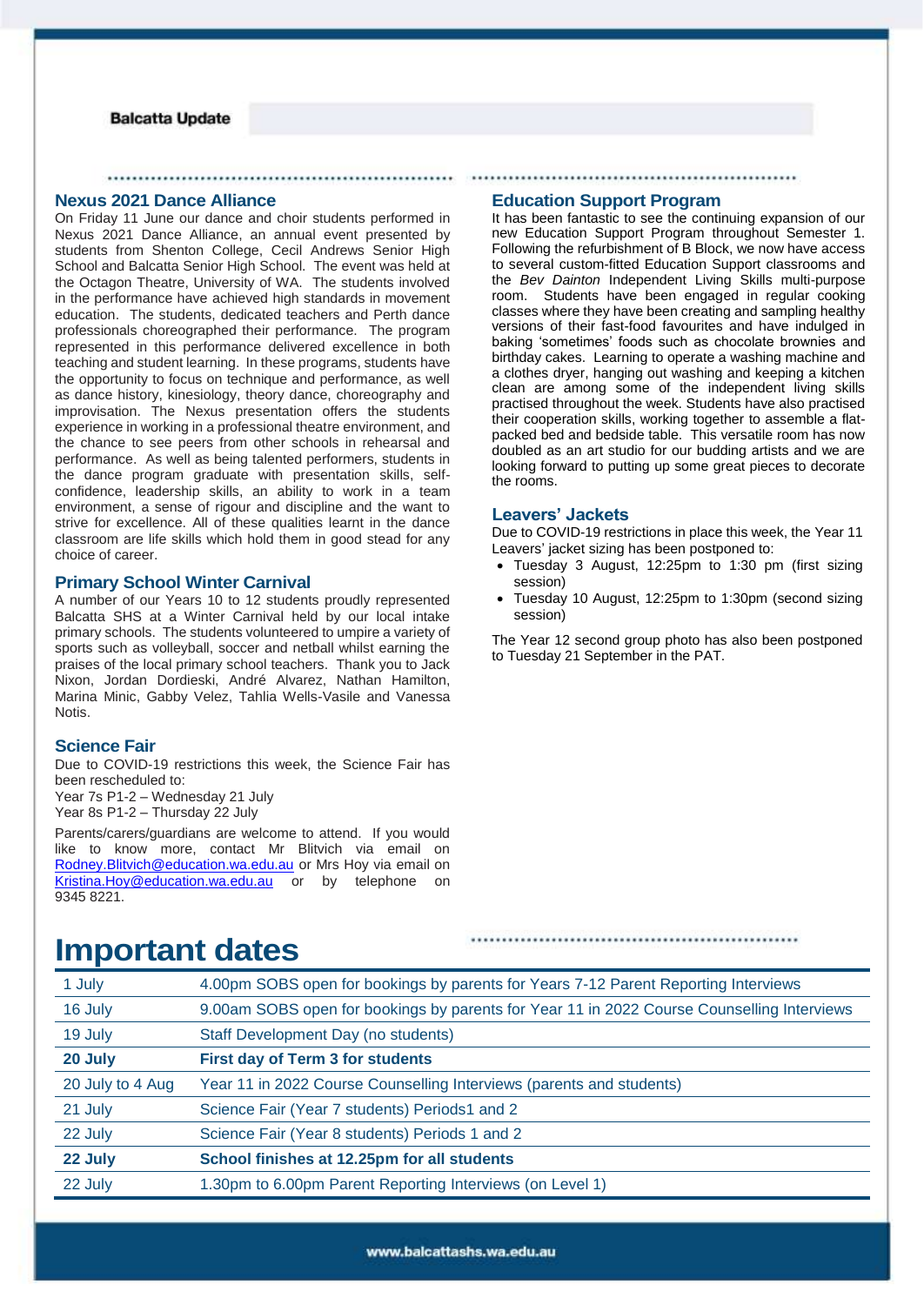## Nexus 2021 Dance Alliance

On Friday 11 June our dance and choir students performed in Nexus 2021 Dance Alliance, an annual event presented by students from Shenton College, Cecil Andrews Senior High School and Balcatta Senior High School. The event was held at the Octagon Theatre, University of WA. The students involved in the performance have achieved high standards in movement education. The students, dedicated teachers and Perth dance professionals choreographed their performance. The program represented in this performance delivered excellence in both teaching and student learning. In these programs, students have the opportunity to focus on technique and performance, as well as dance history, kinesiology, theory dance, choreography and improvisation. The Nexus presentation offers the students experience in working in a professional theatre environment, and the chance to see peers from other schools in rehearsal and performance. As well as being talented performers, students in the dance program graduate with presentation skills, self-confidence, leadership skills, an ability to work in a team environment, a sense of rigour and discipline and the want to strive for excellence. All of these qualities learnt in the dance classroom are life skills which hold them in good stead for any choice of career.

## Primary School Winter Carnival

A number of our Years 10 to 12 students proudly represented Balcatta SHS at a Winter Carnival held by our local intake primary schools. The students volunteered to umpire a variety of sports such as volleyball, soccer and netball whilst earning the praises of the local primary school teachers. Thank you to Jack Nixon, Jordan Dordieski, André Alvarez, Nathan Hamilton, Marina Minic, Gabby Velez, Tahlia Wells-Vasile and Vanessa Notis.

## Science Fair

Due to COVID-19 restrictions this week, the Science Fair has been rescheduled to:
Year 7s P1-2 – Wednesday 21 July
Year 8s P1-2 – Thursday 22 July

Parents/carers/guardians are welcome to attend. If you would like to know more, contact Mr Blitvich via email on Rodney.Blitvich@education.wa.edu.au or Mrs Hoy via email on Kristina.Hoy@education.wa.edu.au or by telephone on 9345 8221.

## Education Support Program

It has been fantastic to see the continuing expansion of our new Education Support Program throughout Semester 1. Following the refurbishment of B Block, we now have access to several custom-fitted Education Support classrooms and the *Bev Dainton* Independent Living Skills multi-purpose room. Students have been engaged in regular cooking classes where they have been creating and sampling healthy versions of their fast-food favourites and have indulged in baking 'sometimes' foods such as chocolate brownies and birthday cakes. Learning to operate a washing machine and a clothes dryer, hanging out washing and keeping a kitchen clean are among some of the independent living skills practised throughout the week. Students have also practised their cooperation skills, working together to assemble a flat-packed bed and bedside table. This versatile room has now doubled as an art studio for our budding artists and we are looking forward to putting up some great pieces to decorate the rooms.

## Leavers' Jackets

Due to COVID-19 restrictions in place this week, the Year 11 Leavers' jacket sizing has been postponed to:

- Tuesday 3 August, 12:25pm to 1:30 pm (first sizing session)
- Tuesday 10 August, 12:25pm to 1:30pm (second sizing session)

The Year 12 second group photo has also been postponed to Tuesday 21 September in the PAT.

# Important dates

| | |
|---|---|
| 1 July | 4.00pm SOBS open for bookings by parents for Years 7-12 Parent Reporting Interviews |
| 16 July | 9.00am SOBS open for bookings by parents for Year 11 in 2022 Course Counselling Interviews |
| 19 July | Staff Development Day (no students) |
| **20 July** | **First day of Term 3 for students** |
| 20 July to 4 Aug | Year 11 in 2022 Course Counselling Interviews (parents and students) |
| 21 July | Science Fair (Year 7 students) Periods1 and 2 |
| 22 July | Science Fair (Year 8 students) Periods 1 and 2 |
| **22 July** | **School finishes at 12.25pm for all students** |
| 22 July | 1.30pm to 6.00pm Parent Reporting Interviews (on Level 1) |